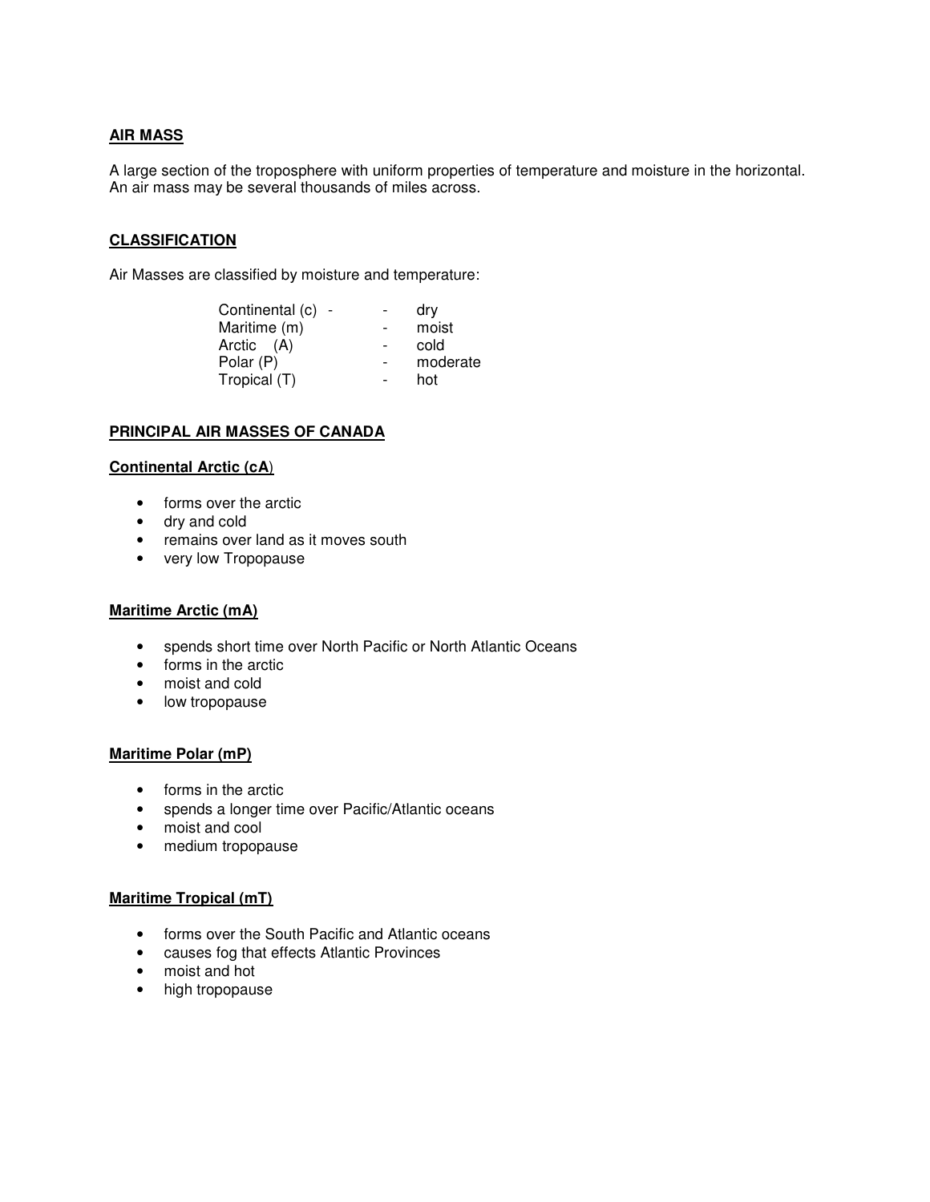## AIR MASS

A large section of the troposphere with uniform properties of temperature and moisture in the horizontal. An air mass may be several thousands of miles across.

## CLASSIFICATION

Air Masses are classified by moisture and temperature:

| | | |
|---|---|---|
| Continental (c) - | - | dry |
| Maritime (m) | - | moist |
| Arctic (A) | - | cold |
| Polar (P) | - | moderate |
| Tropical (T) | - | hot |

## PRINCIPAL AIR MASSES OF CANADA

### Continental Arctic (cA)

- forms over the arctic
- dry and cold
- remains over land as it moves south
- very low Tropopause

### Maritime Arctic (mA)

- spends short time over North Pacific or North Atlantic Oceans
- forms in the arctic
- moist and cold
- low tropopause

### Maritime Polar (mP)

- forms in the arctic
- spends a longer time over Pacific/Atlantic oceans
- moist and cool
- medium tropopause

### Maritime Tropical (mT)

- forms over the South Pacific and Atlantic oceans
- causes fog that effects Atlantic Provinces
- moist and hot
- high tropopause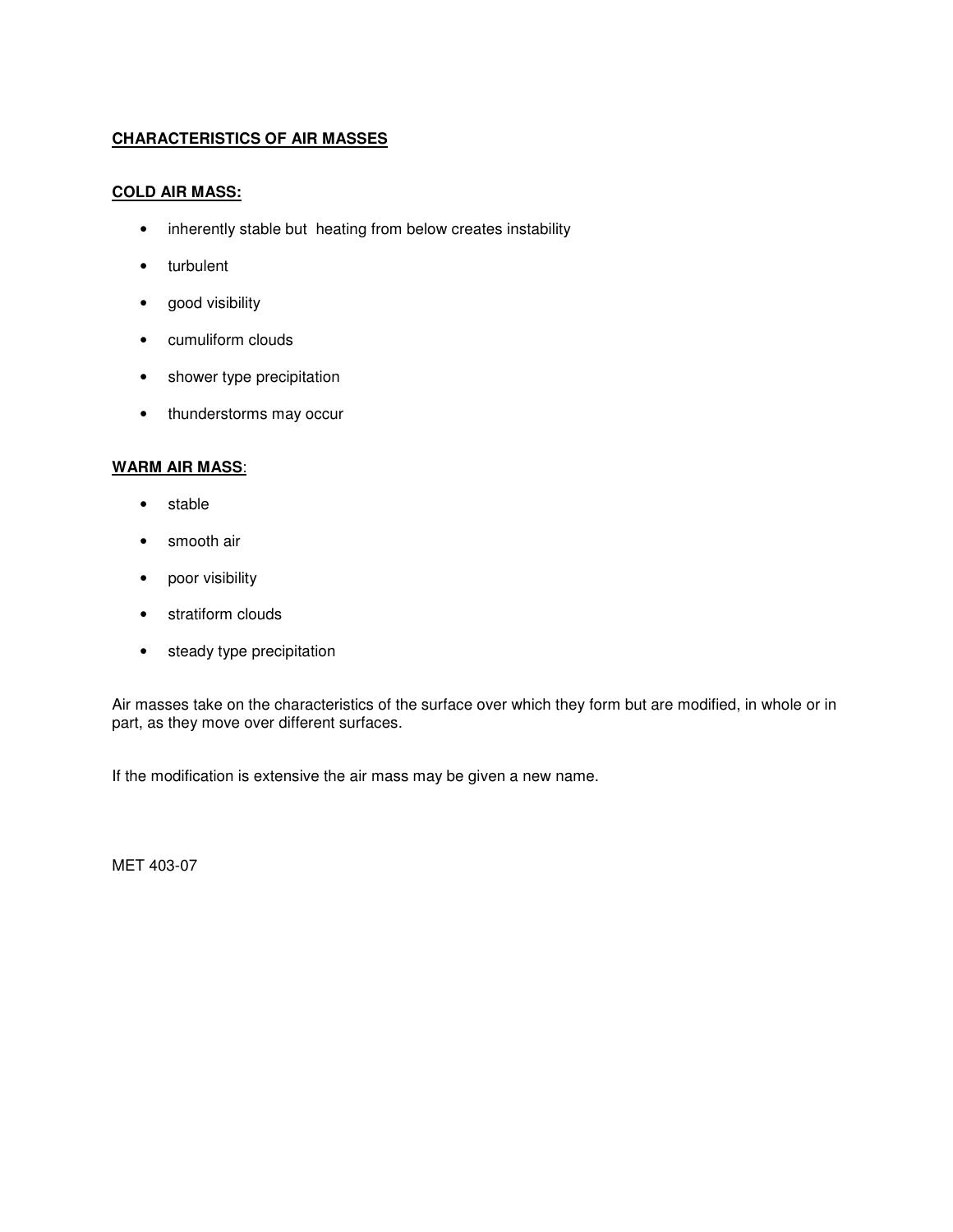**CHARACTERISTICS OF AIR MASSES**

**COLD AIR MASS:**

- inherently stable but heating from below creates instability
- turbulent
- good visibility
- cumuliform clouds
- shower type precipitation
- thunderstorms may occur

**WARM AIR MASS**:

- stable
- smooth air
- poor visibility
- stratiform clouds
- steady type precipitation

Air masses take on the characteristics of the surface over which they form but are modified, in whole or in part, as they move over different surfaces.

If the modification is extensive the air mass may be given a new name.

MET 403-07